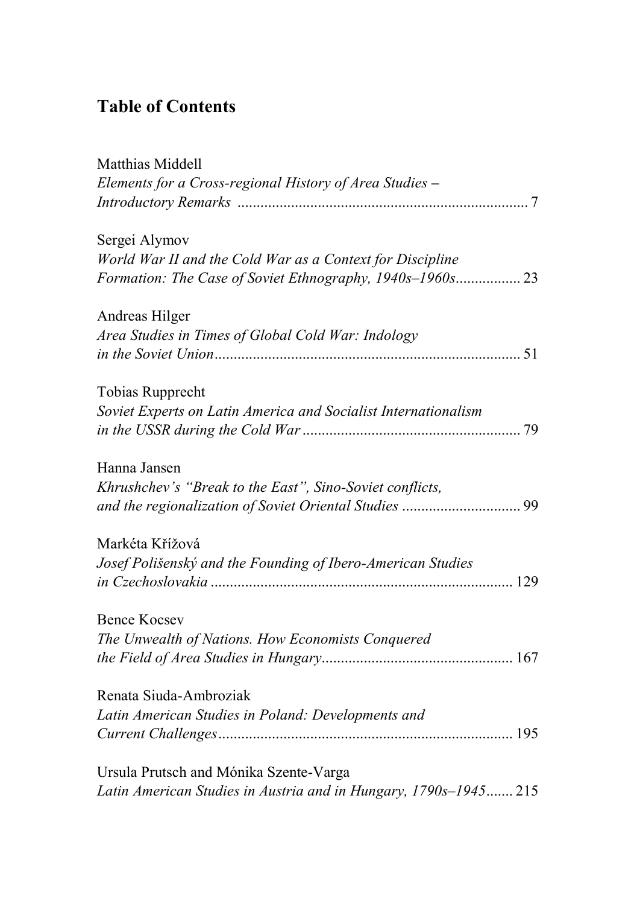# Table of Contents

Matthias Middell
*Elements for a Cross-regional History of Area Studies – Introductory Remarks* ........................................................................ 7

Sergei Alymov
*World War II and the Cold War as a Context for Discipline Formation: The Case of Soviet Ethnography, 1940s–1960s*................. 23

Andreas Hilger
*Area Studies in Times of Global Cold War: Indology in the Soviet Union*............................................................................... 51

Tobias Rupprecht
*Soviet Experts on Latin America and Socialist Internationalism in the USSR during the Cold War*......................................................... 79

Hanna Jansen
*Khrushchev's "Break to the East", Sino-Soviet conflicts, and the regionalization of Soviet Oriental Studies* ............................... 99

Markéta Křížová
*Josef Polišenský and the Founding of Ibero-American Studies in Czechoslovakia* .............................................................................. 129

Bence Kocsev
*The Unwealth of Nations. How Economists Conquered the Field of Area Studies in Hungary*................................................. 167

Renata Siuda-Ambroziak
*Latin American Studies in Poland: Developments and Current Challenges*............................................................................ 195

Ursula Prutsch and Mónika Szente-Varga
*Latin American Studies in Austria and in Hungary, 1790s–1945*....... 215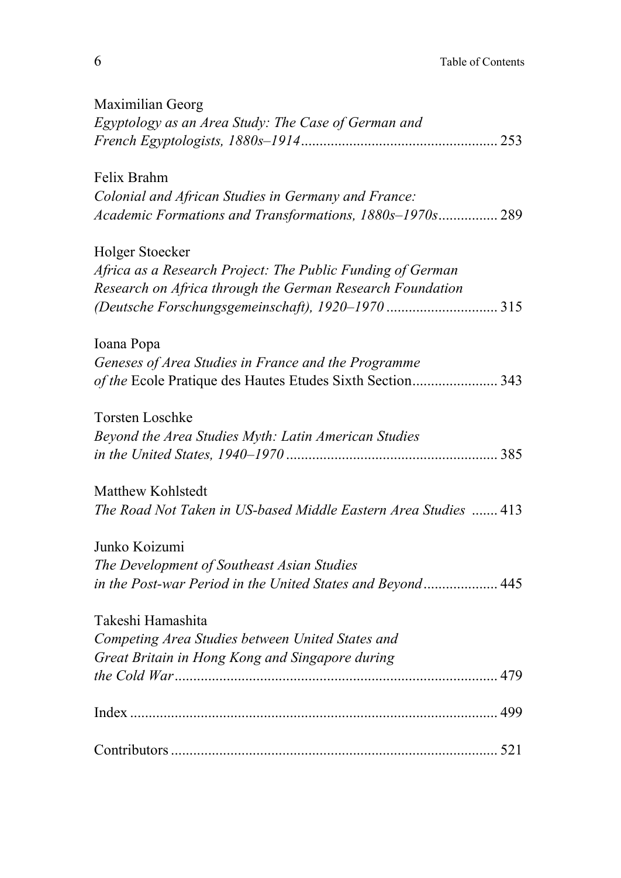Maximilian Georg
*Egyptology as an Area Study: The Case of German and French Egyptologists, 1880s–1914* .................................................... 253

Felix Brahm
*Colonial and African Studies in Germany and France: Academic Formations and Transformations, 1880s–1970s* ................ 289

Holger Stoecker
*Africa as a Research Project: The Public Funding of German Research on Africa through the German Research Foundation (Deutsche Forschungsgemeinschaft), 1920–1970* ............................. 315

Ioana Popa
*Geneses of Area Studies in France and the Programme of the* Ecole Pratique des Hautes Etudes Sixth Section....................... 343

Torsten Loschke
*Beyond the Area Studies Myth: Latin American Studies in the United States, 1940–1970* ........................................................ 385

Matthew Kohlstedt
*The Road Not Taken in US-based Middle Eastern Area Studies* ....... 413

Junko Koizumi
*The Development of Southeast Asian Studies in the Post-war Period in the United States and Beyond* .................... 445

Takeshi Hamashita
*Competing Area Studies between United States and Great Britain in Hong Kong and Singapore during the Cold War* ...................................................................................... 479

Index .................................................................................................. 499

Contributors ....................................................................................... 521